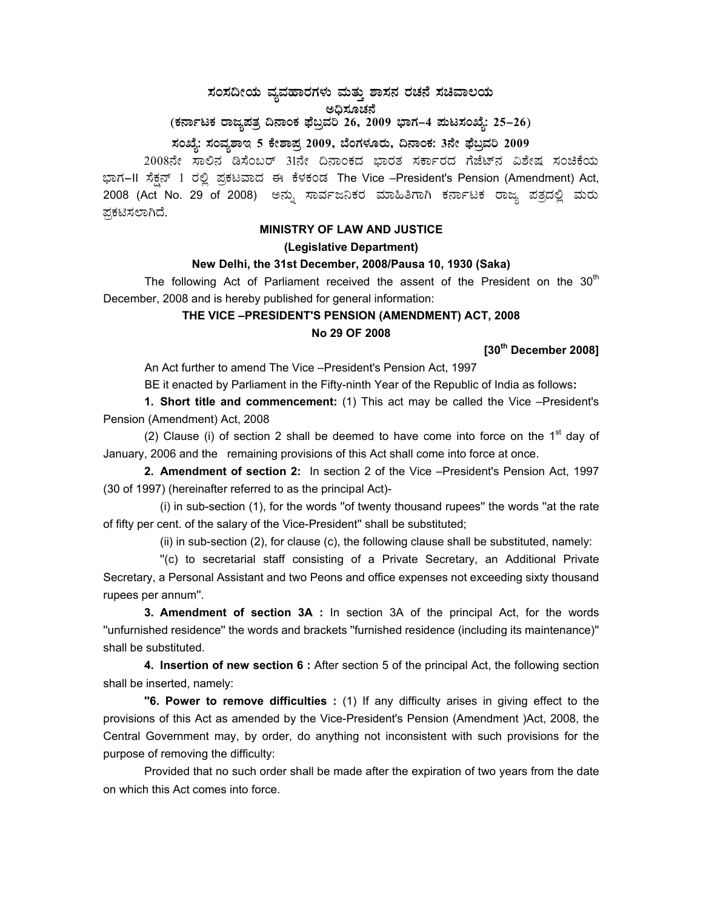# ಸಂಸದೀಯ ವ್ಯವಹಾರಗಳು ಮತ್ತು ಶಾಸನ ರಚನೆ ಸಚಿವಾಲಯ

## ಅಧಿಸೂಚನೆ

**(ಕರ್ನಾಟಕ ರಾಜ್ಯಪತ್ರ ದಿನಾಂಕ ಫೆಬ್ರವರಿ 26, 2009 ಭಾಗ–4 ಪುಟಸಂಖ್ಯೆ: 25–26)**

**ಸಂಖ್ಯೆ: ಸಂವ್ಯಶಾಇ 5 ಕೇಶಾಪ್ರ 2009, ಬೆಂಗಳೂರು, ದಿನಾಂಕ: 3ನೇ ಫೆಬ್ರವರಿ 2009**

2008ನೇ ಸಾಲಿನ ಡಿಸೆಂಬರ್ 31ನೇ ದಿನಾಂಕದ ಭಾರತ ಸರ್ಕಾರದ ಗೆಜೆಟ್‌ನ ವಿಶೇಷ ಸಂಚಿಕೆಯ ಭಾಗ–II ಸೆಕ್ಷನ್ 1 ರಲ್ಲಿ ಪ್ರಕಟವಾದ ಈ ಕೆಳಕಂಡ The Vice –President's Pension (Amendment) Act, 2008 (Act No. 29 of 2008) ಅನ್ನು ಸಾರ್ವಜನಿಕರ ಮಾಹಿತಿಗಾಗಿ ಕರ್ನಾಟಕ ರಾಜ್ಯ ಪತ್ರದಲ್ಲಿ ಮರು ಪ್ರಕಟಿಸಲಾಗಿದೆ.

**MINISTRY OF LAW AND JUSTICE**

**(Legislative Department)**

**New Delhi, the 31st December, 2008/Pausa 10, 1930 (Saka)**

The following Act of Parliament received the assent of the President on the 30th December, 2008 and is hereby published for general information:

**THE VICE –PRESIDENT'S PENSION (AMENDMENT) ACT, 2008**

**No 29 OF 2008**

**[30th December 2008]**

An Act further to amend The Vice –President's Pension Act, 1997

BE it enacted by Parliament in the Fifty-ninth Year of the Republic of India as follows**:**

**1. Short title and commencement:** (1) This act may be called the Vice –President's Pension (Amendment) Act, 2008

(2) Clause (i) of section 2 shall be deemed to have come into force on the 1st day of January, 2006 and the remaining provisions of this Act shall come into force at once.

**2. Amendment of section 2:** In section 2 of the Vice –President's Pension Act, 1997 (30 of 1997) (hereinafter referred to as the principal Act)-

(i) in sub-section (1), for the words "of twenty thousand rupees" the words "at the rate of fifty per cent. of the salary of the Vice-President" shall be substituted;

(ii) in sub-section (2), for clause (c), the following clause shall be substituted, namely:

"(c) to secretarial staff consisting of a Private Secretary, an Additional Private Secretary, a Personal Assistant and two Peons and office expenses not exceeding sixty thousand rupees per annum".

**3. Amendment of section 3A :** In section 3A of the principal Act, for the words "unfurnished residence" the words and brackets "furnished residence (including its maintenance)" shall be substituted.

**4. Insertion of new section 6 :** After section 5 of the principal Act, the following section shall be inserted, namely:

**"6. Power to remove difficulties :** (1) If any difficulty arises in giving effect to the provisions of this Act as amended by the Vice-President's Pension (Amendment )Act, 2008, the Central Government may, by order, do anything not inconsistent with such provisions for the purpose of removing the difficulty:

Provided that no such order shall be made after the expiration of two years from the date on which this Act comes into force.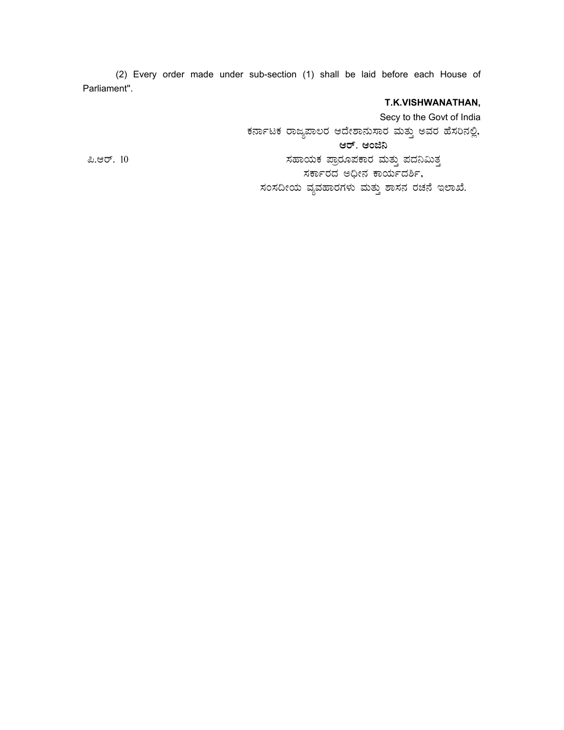(2) Every order made under sub-section (1) shall be laid before each House of Parliament".

**T.K.VISHWANATHAN,**

Secy to the Govt of India

ಕರ್ನಾಟಕ ರಾಜ್ಯಪಾಲರ ಆದೇಶಾನುಸಾರ ಮತ್ತು ಅವರ ಹೆಸರಿನಲ್ಲಿ,

**ಆರ್. ಆಂಜಿನಿ**

ಪಿ.ಆರ್. 10

ಸಹಾಯಕ ಪ್ರಾರೂಪಕಾರ ಮತ್ತು ಪದನಿಮಿತ್ತ

ಸರ್ಕಾರದ ಅಧೀನ ಕಾರ್ಯದರ್ಶಿ,

ಸಂಸದೀಯ ವ್ಯವಹಾರಗಳು ಮತ್ತು ಶಾಸನ ರಚನೆ ಇಲಾಖೆ.